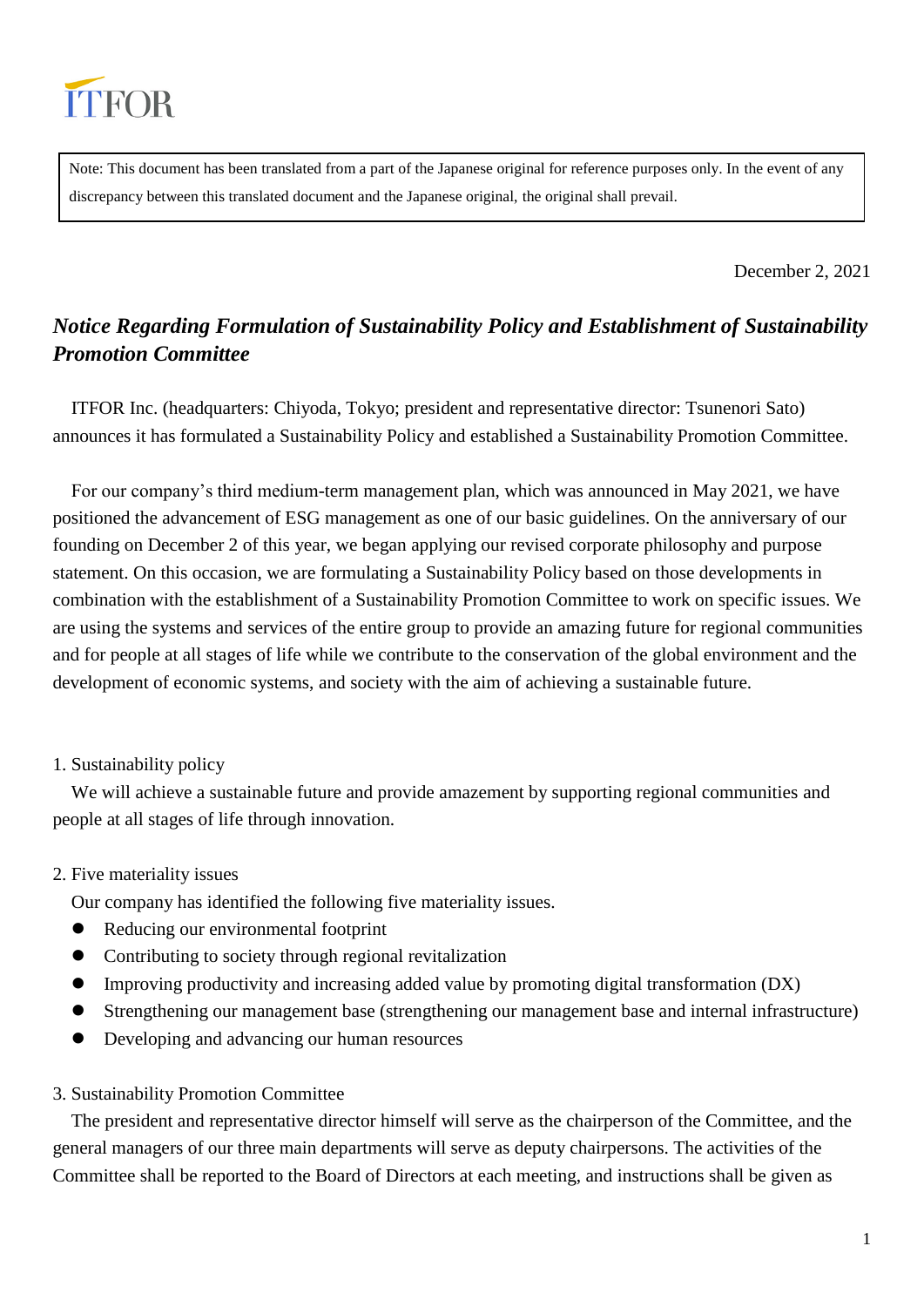ITFOR

Note: This document has been translated from a part of the Japanese original for reference purposes only. In the event of any discrepancy between this translated document and the Japanese original, the original shall prevail.

December 2, 2021

# *Notice Regarding Formulation of Sustainability Policy and Establishment of Sustainability Promotion Committee*

ITFOR Inc. (headquarters: Chiyoda, Tokyo; president and representative director: Tsunenori Sato) announces it has formulated a Sustainability Policy and established a Sustainability Promotion Committee.

For our company's third medium-term management plan, which was announced in May 2021, we have positioned the advancement of ESG management as one of our basic guidelines. On the anniversary of our founding on December 2 of this year, we began applying our revised corporate philosophy and purpose statement. On this occasion, we are formulating a Sustainability Policy based on those developments in combination with the establishment of a Sustainability Promotion Committee to work on specific issues. We are using the systems and services of the entire group to provide an amazing future for regional communities and for people at all stages of life while we contribute to the conservation of the global environment and the development of economic systems, and society with the aim of achieving a sustainable future.

1. Sustainability policy

We will achieve a sustainable future and provide amazement by supporting regional communities and people at all stages of life through innovation.

2. Five materiality issues

Our company has identified the following five materiality issues.

- Reducing our environmental footprint
- Contributing to society through regional revitalization
- Improving productivity and increasing added value by promoting digital transformation (DX)
- Strengthening our management base (strengthening our management base and internal infrastructure)
- Developing and advancing our human resources

3. Sustainability Promotion Committee

The president and representative director himself will serve as the chairperson of the Committee, and the general managers of our three main departments will serve as deputy chairpersons. The activities of the Committee shall be reported to the Board of Directors at each meeting, and instructions shall be given as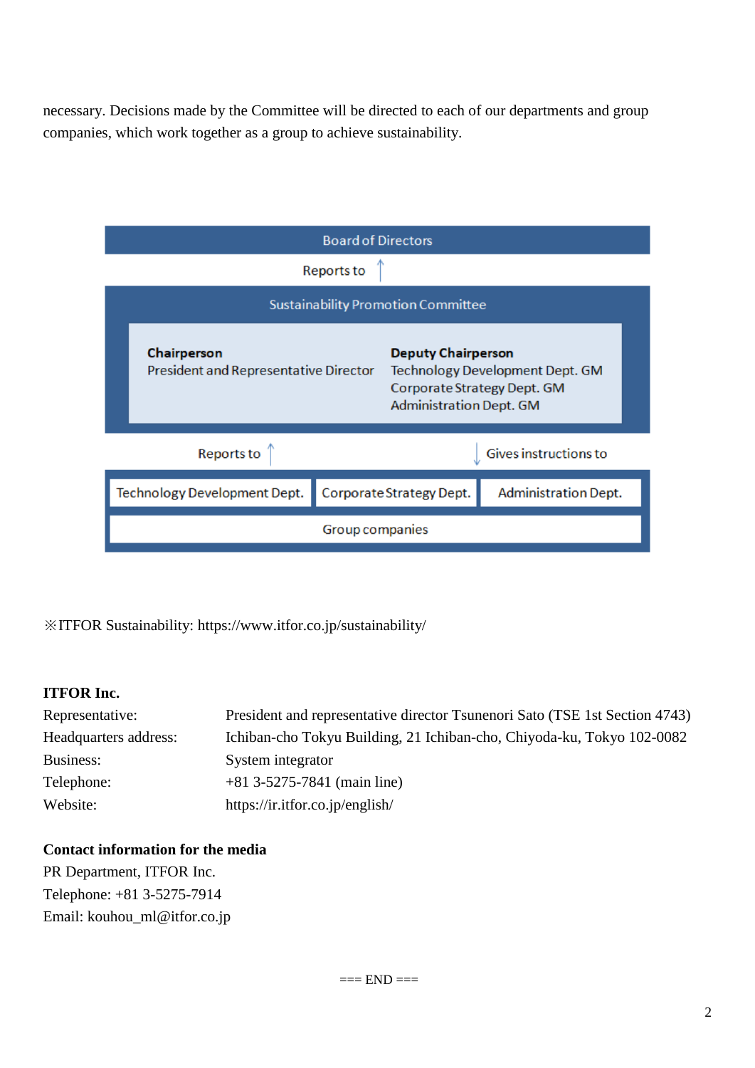necessary. Decisions made by the Committee will be directed to each of our departments and group companies, which work together as a group to achieve sustainability.

Board of Directors

Reports to ↑

Sustainability Promotion Committee

**Chairperson**
President and Representative Director

**Deputy Chairperson**
Technology Development Dept. GM
Corporate Strategy Dept. GM
Administration Dept. GM

Reports to ↑

↓ Gives instructions to

Technology Development Dept.
Corporate Strategy Dept.
Administration Dept.
Group companies

※ITFOR Sustainability: https://www.itfor.co.jp/sustainability/

**ITFOR Inc.**

| | |
|---|---|
| Representative: | President and representative director Tsunenori Sato (TSE 1st Section 4743) |
| Headquarters address: | Ichiban-cho Tokyu Building, 21 Ichiban-cho, Chiyoda-ku, Tokyo 102-0082 |
| Business: | System integrator |
| Telephone: | +81 3-5275-7841 (main line) |
| Website: | https://ir.itfor.co.jp/english/ |

**Contact information for the media**

PR Department, ITFOR Inc.
Telephone: +81 3-5275-7914
Email: kouhou_ml@itfor.co.jp

=== END ===